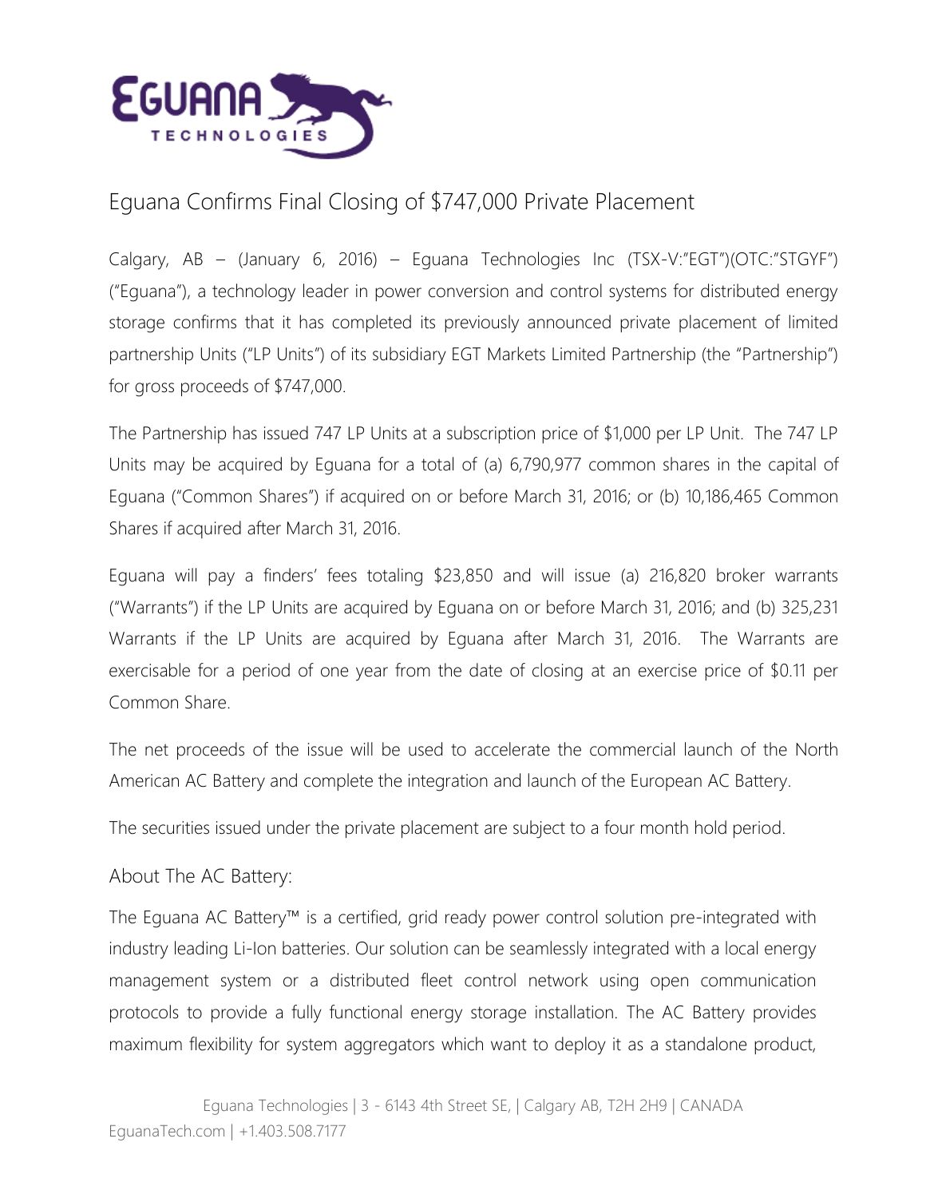# Eguana Confirms Final Closing of $747,000 Private Placement

Calgary, AB – (January 6, 2016) – Eguana Technologies Inc (TSX-V:"EGT")(OTC:"STGYF") ("Eguana"), a technology leader in power conversion and control systems for distributed energy storage confirms that it has completed its previously announced private placement of limited partnership Units ("LP Units") of its subsidiary EGT Markets Limited Partnership (the "Partnership") for gross proceeds of $747,000.

The Partnership has issued 747 LP Units at a subscription price of $1,000 per LP Unit. The 747 LP Units may be acquired by Eguana for a total of (a) 6,790,977 common shares in the capital of Eguana ("Common Shares") if acquired on or before March 31, 2016; or (b) 10,186,465 Common Shares if acquired after March 31, 2016.

Eguana will pay a finders' fees totaling $23,850 and will issue (a) 216,820 broker warrants ("Warrants") if the LP Units are acquired by Eguana on or before March 31, 2016; and (b) 325,231 Warrants if the LP Units are acquired by Eguana after March 31, 2016. The Warrants are exercisable for a period of one year from the date of closing at an exercise price of $0.11 per Common Share.

The net proceeds of the issue will be used to accelerate the commercial launch of the North American AC Battery and complete the integration and launch of the European AC Battery.

The securities issued under the private placement are subject to a four month hold period.

## About The AC Battery:

The Eguana AC Battery™ is a certified, grid ready power control solution pre-integrated with industry leading Li-Ion batteries. Our solution can be seamlessly integrated with a local energy management system or a distributed fleet control network using open communication protocols to provide a fully functional energy storage installation. The AC Battery provides maximum flexibility for system aggregators which want to deploy it as a standalone product,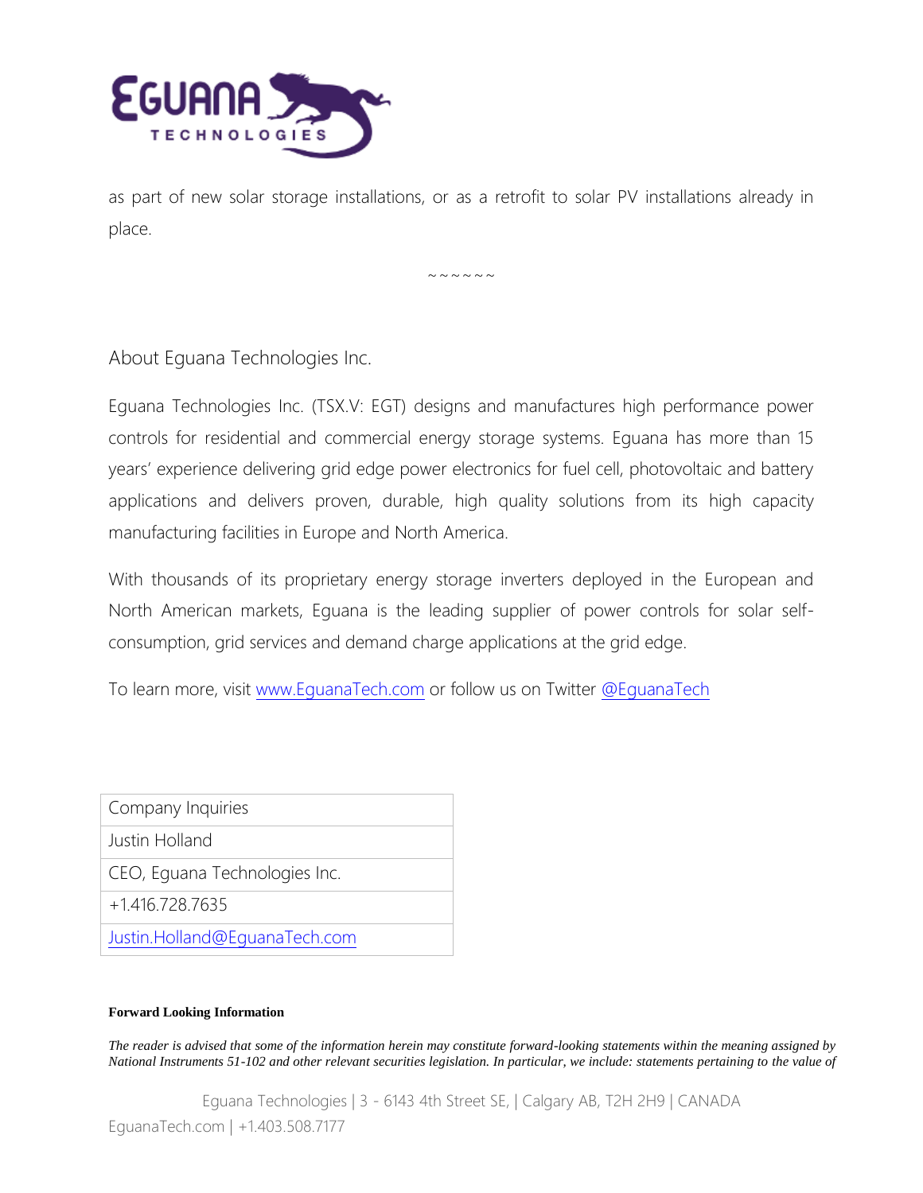as part of new solar storage installations, or as a retrofit to solar PV installations already in place.

~~~~~~

## About Eguana Technologies Inc.

Eguana Technologies Inc. (TSX.V: EGT) designs and manufactures high performance power controls for residential and commercial energy storage systems. Eguana has more than 15 years' experience delivering grid edge power electronics for fuel cell, photovoltaic and battery applications and delivers proven, durable, high quality solutions from its high capacity manufacturing facilities in Europe and North America.

With thousands of its proprietary energy storage inverters deployed in the European and North American markets, Eguana is the leading supplier of power controls for solar self-consumption, grid services and demand charge applications at the grid edge.

To learn more, visit [www.EguanaTech.com](http://www.EguanaTech.com) or follow us on Twitter [@EguanaTech](https://twitter.com/EguanaTech)

| Company Inquiries |
| --- |
| Justin Holland |
| CEO, Eguana Technologies Inc. |
| +1.416.728.7635 |
| [Justin.Holland@EguanaTech.com](mailto:Justin.Holland@EguanaTech.com) |

**Forward Looking Information**

*The reader is advised that some of the information herein may constitute forward-looking statements within the meaning assigned by National Instruments 51-102 and other relevant securities legislation. In particular, we include: statements pertaining to the value of*

Eguana Technologies | 3 - 6143 4th Street SE, | Calgary AB, T2H 2H9 | CANADA
EguanaTech.com | +1.403.508.7177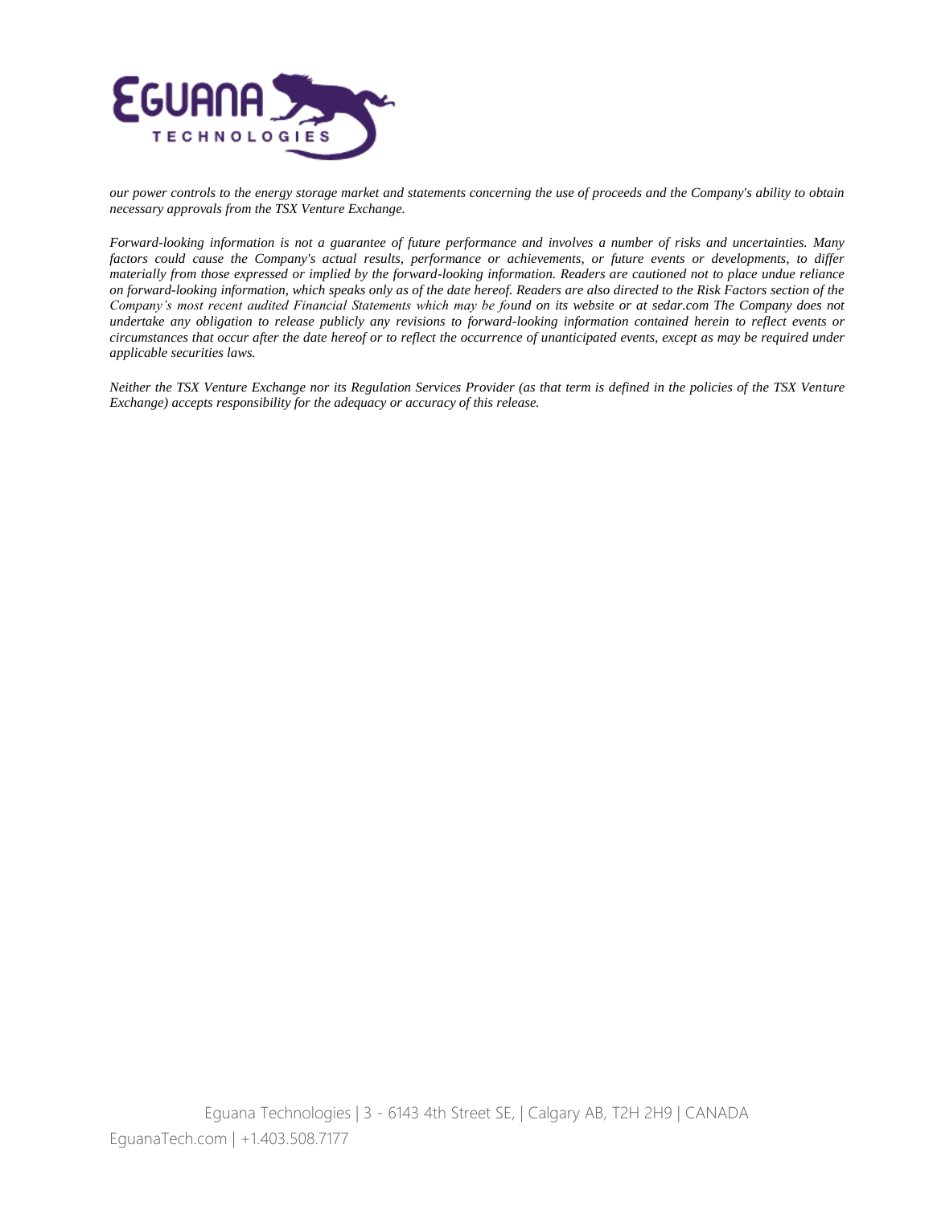*our power controls to the energy storage market and statements concerning the use of proceeds and the Company's ability to obtain necessary approvals from the TSX Venture Exchange.*

*Forward-looking information is not a guarantee of future performance and involves a number of risks and uncertainties. Many factors could cause the Company's actual results, performance or achievements, or future events or developments, to differ materially from those expressed or implied by the forward-looking information. Readers are cautioned not to place undue reliance on forward-looking information, which speaks only as of the date hereof. Readers are also directed to the Risk Factors section of the Company's most recent audited Financial Statements which may be found on its website or at sedar.com The Company does not undertake any obligation to release publicly any revisions to forward-looking information contained herein to reflect events or circumstances that occur after the date hereof or to reflect the occurrence of unanticipated events, except as may be required under applicable securities laws.*

*Neither the TSX Venture Exchange nor its Regulation Services Provider (as that term is defined in the policies of the TSX Venture Exchange) accepts responsibility for the adequacy or accuracy of this release.*